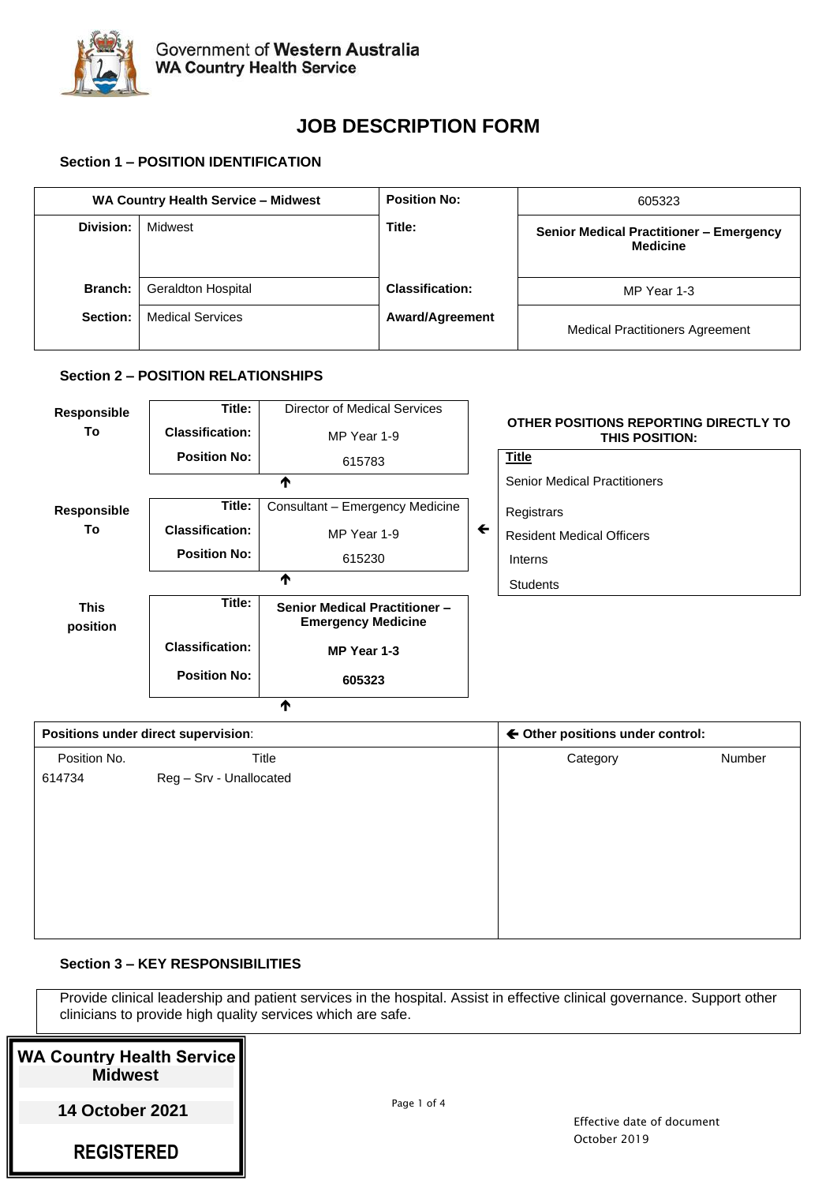Government of **Western Australia**
**WA Country Health Service**

# JOB DESCRIPTION FORM

## Section 1 – POSITION IDENTIFICATION

| **WA Country Health Service – Midwest** | | **Position No:** | 605323 |
|---|---|---|---|
| **Division:** | Midwest | **Title:** | **Senior Medical Practitioner – Emergency Medicine** |
| **Branch:** | Geraldton Hospital | **Classification:** | MP Year 1-3 |
| **Section:** | Medical Services | **Award/Agreement** | Medical Practitioners Agreement |

## Section 2 – POSITION RELATIONSHIPS

| | | |
|---|---|---|
| **Responsible To** | **Title:** | Director of Medical Services |
| | **Classification:** | MP Year 1-9 |
| | **Position No:** | 615783 |
| **Responsible To** | **Title:** | Consultant – Emergency Medicine |
| | **Classification:** | MP Year 1-9 |
| | **Position No:** | 615230 |
| **This position** | **Title:** | **Senior Medical Practitioner – Emergency Medicine** |
| | **Classification:** | **MP Year 1-3** |
| | **Position No:** | **605323** |

**OTHER POSITIONS REPORTING DIRECTLY TO THIS POSITION:**

| **Title** |
|---|
| Senior Medical Practitioners |
| Registrars |
| Resident Medical Officers |
| Interns |
| Students |

| **Positions under direct supervision:** | | **Other positions under control:** | |
|---|---|---|---|
| Position No. | Title | Category | Number |
| 614734 | Reg – Srv - Unallocated | | |

## Section 3 – KEY RESPONSIBILITIES

Provide clinical leadership and patient services in the hospital. Assist in effective clinical governance. Support other clinicians to provide high quality services which are safe.

**WA Country Health Service Midwest**
**14 October 2021**
**REGISTERED**

Effective date of document
October 2019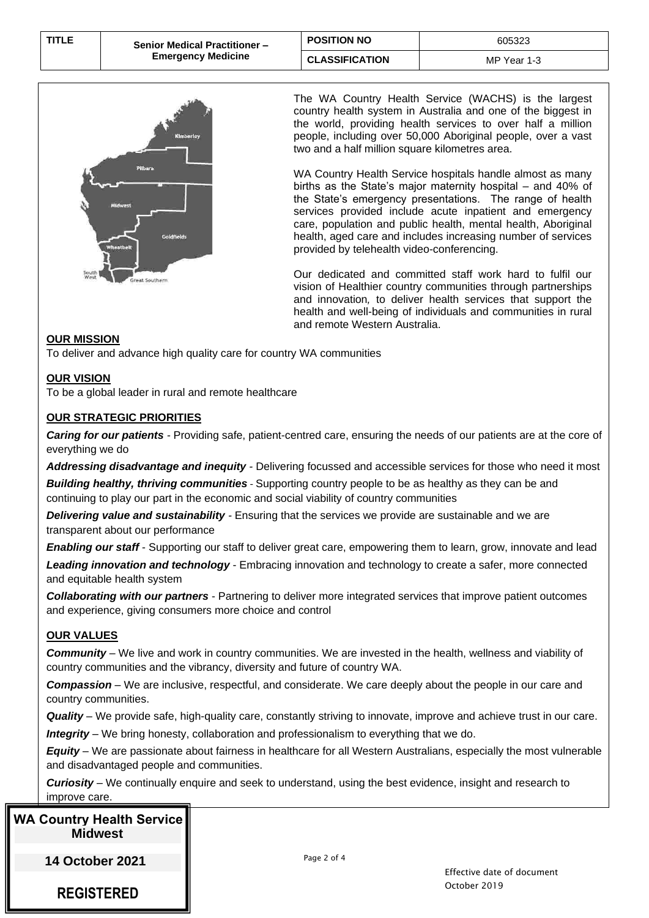| TITLE | Senior Medical Practitioner – Emergency Medicine | POSITION NO | 605323 |
| --- | --- | --- | --- |
| | | CLASSIFICATION | MP Year 1-3 |

The WA Country Health Service (WACHS) is the largest country health system in Australia and one of the biggest in the world, providing health services to over half a million people, including over 50,000 Aboriginal people, over a vast two and a half million square kilometres area.

WA Country Health Service hospitals handle almost as many births as the State's major maternity hospital – and 40% of the State's emergency presentations. The range of health services provided include acute inpatient and emergency care, population and public health, mental health, Aboriginal health, aged care and includes increasing number of services provided by telehealth video-conferencing.

Our dedicated and committed staff work hard to fulfil our vision of Healthier country communities through partnerships and innovation, to deliver health services that support the health and well-being of individuals and communities in rural and remote Western Australia.

## OUR MISSION

To deliver and advance high quality care for country WA communities

## OUR VISION

To be a global leader in rural and remote healthcare

## OUR STRATEGIC PRIORITIES

***Caring for our patients*** - Providing safe, patient-centred care, ensuring the needs of our patients are at the core of everything we do

***Addressing disadvantage and inequity*** - Delivering focussed and accessible services for those who need it most

***Building healthy, thriving communities*** - Supporting country people to be as healthy as they can be and continuing to play our part in the economic and social viability of country communities

***Delivering value and sustainability*** - Ensuring that the services we provide are sustainable and we are transparent about our performance

***Enabling our staff*** - Supporting our staff to deliver great care, empowering them to learn, grow, innovate and lead

***Leading innovation and technology*** - Embracing innovation and technology to create a safer, more connected and equitable health system

***Collaborating with our partners*** - Partnering to deliver more integrated services that improve patient outcomes and experience, giving consumers more choice and control

## OUR VALUES

***Community*** – We live and work in country communities. We are invested in the health, wellness and viability of country communities and the vibrancy, diversity and future of country WA.

***Compassion*** – We are inclusive, respectful, and considerate. We care deeply about the people in our care and country communities.

***Quality*** – We provide safe, high-quality care, constantly striving to innovate, improve and achieve trust in our care.

***Integrity*** – We bring honesty, collaboration and professionalism to everything that we do.

***Equity*** – We are passionate about fairness in healthcare for all Western Australians, especially the most vulnerable and disadvantaged people and communities.

***Curiosity*** – We continually enquire and seek to understand, using the best evidence, insight and research to improve care.

**WA Country Health Service Midwest**

**14 October 2021**

**REGISTERED**

Effective date of document October 2019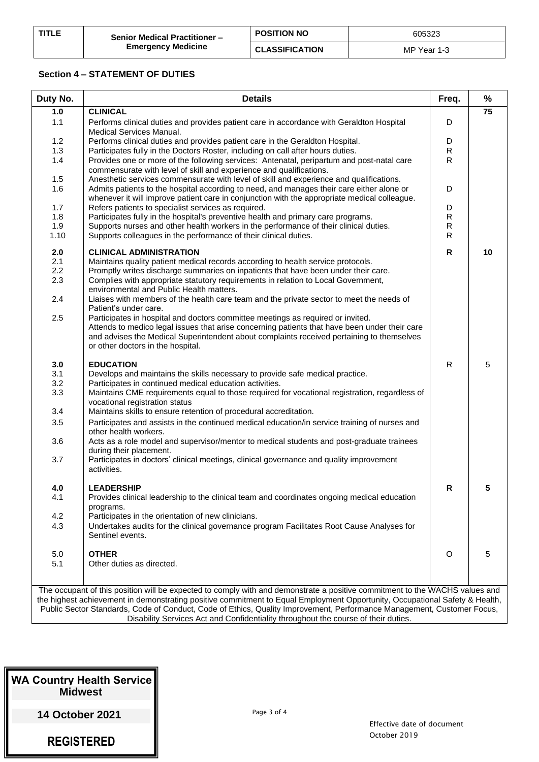| TITLE | Senior Medical Practitioner – Emergency Medicine | POSITION NO | 605323 |
|---|---|---|---|
| | | CLASSIFICATION | MP Year 1-3 |

## Section 4 – STATEMENT OF DUTIES

| Duty No. | Details | Freq. | % |
|---|---|---|---|
| **1.0** | **CLINICAL** | | **75** |
| 1.1 | Performs clinical duties and provides patient care in accordance with Geraldton Hospital Medical Services Manual. | D | |
| 1.2 | Performs clinical duties and provides patient care in the Geraldton Hospital. | D | |
| 1.3 | Participates fully in the Doctors Roster, including on call after hours duties. | R | |
| 1.4 | Provides one or more of the following services: Antenatal, peripartum and post-natal care commensurate with level of skill and experience and qualifications. | R | |
| 1.5 | Anesthetic services commensurate with level of skill and experience and qualifications. | | |
| 1.6 | Admits patients to the hospital according to need, and manages their care either alone or whenever it will improve patient care in conjunction with the appropriate medical colleague. | D | |
| 1.7 | Refers patients to specialist services as required. | D | |
| 1.8 | Participates fully in the hospital's preventive health and primary care programs. | R | |
| 1.9 | Supports nurses and other health workers in the performance of their clinical duties. | R | |
| 1.10 | Supports colleagues in the performance of their clinical duties. | R | |
| **2.0** | **CLINICAL ADMINISTRATION** | **R** | **10** |
| 2.1 | Maintains quality patient medical records according to health service protocols. | | |
| 2.2 | Promptly writes discharge summaries on inpatients that have been under their care. | | |
| 2.3 | Complies with appropriate statutory requirements in relation to Local Government, environmental and Public Health matters. | | |
| 2.4 | Liaises with members of the health care team and the private sector to meet the needs of Patient's under care. | | |
| 2.5 | Participates in hospital and doctors committee meetings as required or invited. Attends to medico legal issues that arise concerning patients that have been under their care and advises the Medical Superintendent about complaints received pertaining to themselves or other doctors in the hospital. | | |
| **3.0** | **EDUCATION** | R | 5 |
| 3.1 | Develops and maintains the skills necessary to provide safe medical practice. | | |
| 3.2 | Participates in continued medical education activities. | | |
| 3.3 | Maintains CME requirements equal to those required for vocational registration, regardless of vocational registration status | | |
| 3.4 | Maintains skills to ensure retention of procedural accreditation. | | |
| 3.5 | Participates and assists in the continued medical education/in service training of nurses and other health workers. | | |
| 3.6 | Acts as a role model and supervisor/mentor to medical students and post-graduate trainees during their placement. | | |
| 3.7 | Participates in doctors' clinical meetings, clinical governance and quality improvement activities. | | |
| **4.0** | **LEADERSHIP** | **R** | **5** |
| 4.1 | Provides clinical leadership to the clinical team and coordinates ongoing medical education programs. | | |
| 4.2 | Participates in the orientation of new clinicians. | | |
| 4.3 | Undertakes audits for the clinical governance program Facilitates Root Cause Analyses for Sentinel events. | | |
| 5.0 | **OTHER** | O | 5 |
| 5.1 | Other duties as directed. | | |

The occupant of this position will be expected to comply with and demonstrate a positive commitment to the WACHS values and the highest achievement in demonstrating positive commitment to Equal Employment Opportunity, Occupational Safety & Health, Public Sector Standards, Code of Conduct, Code of Ethics, Quality Improvement, Performance Management, Customer Focus, Disability Services Act and Confidentiality throughout the course of their duties.

**WA Country Health Service Midwest**

**14 October 2021**

**REGISTERED**

Effective date of document
October 2019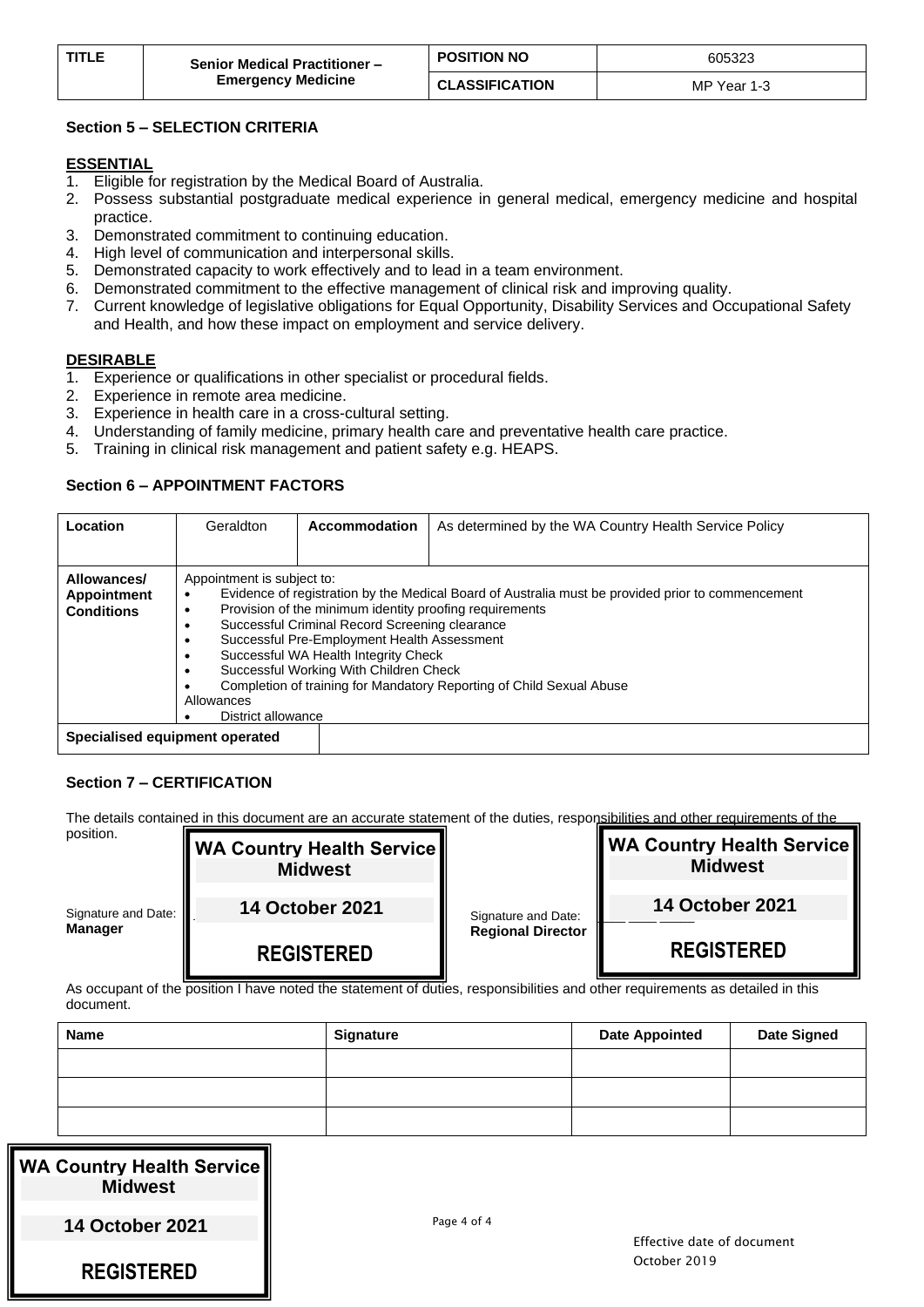| TITLE | Senior Medical Practitioner – Emergency Medicine | POSITION NO | 605323 |
|---|---|---|---|
| | | CLASSIFICATION | MP Year 1-3 |

### Section 5 – SELECTION CRITERIA

**ESSENTIAL**

1. Eligible for registration by the Medical Board of Australia.
2. Possess substantial postgraduate medical experience in general medical, emergency medicine and hospital practice.
3. Demonstrated commitment to continuing education.
4. High level of communication and interpersonal skills.
5. Demonstrated capacity to work effectively and to lead in a team environment.
6. Demonstrated commitment to the effective management of clinical risk and improving quality.
7. Current knowledge of legislative obligations for Equal Opportunity, Disability Services and Occupational Safety and Health, and how these impact on employment and service delivery.

**DESIRABLE**

1. Experience or qualifications in other specialist or procedural fields.
2. Experience in remote area medicine.
3. Experience in health care in a cross-cultural setting.
4. Understanding of family medicine, primary health care and preventative health care practice.
5. Training in clinical risk management and patient safety e.g. HEAPS.

### Section 6 – APPOINTMENT FACTORS

| | | | |
|---|---|---|---|
| **Location** | Geraldton | **Accommodation** | As determined by the WA Country Health Service Policy |
| **Allowances/ Appointment Conditions** | Appointment is subject to:<br>• Evidence of registration by the Medical Board of Australia must be provided prior to commencement<br>• Provision of the minimum identity proofing requirements<br>• Successful Criminal Record Screening clearance<br>• Successful Pre-Employment Health Assessment<br>• Successful WA Health Integrity Check<br>• Successful Working With Children Check<br>• Completion of training for Mandatory Reporting of Child Sexual Abuse<br>Allowances<br>• District allowance | | |
| **Specialised equipment operated** | | | |

### Section 7 – CERTIFICATION

The details contained in this document are an accurate statement of the duties, responsibilities and other requirements of the position.

Signature and Date: **Manager**

WA Country Health Service Midwest
14 October 2021
REGISTERED

Signature and Date: **Regional Director**

WA Country Health Service Midwest
14 October 2021
REGISTERED

As occupant of the position I have noted the statement of duties, responsibilities and other requirements as detailed in this document.

| Name | Signature | Date Appointed | Date Signed |
|---|---|---|---|
| | | | |
| | | | |
| | | | |

WA Country Health Service Midwest
14 October 2021
REGISTERED

Effective date of document
October 2019